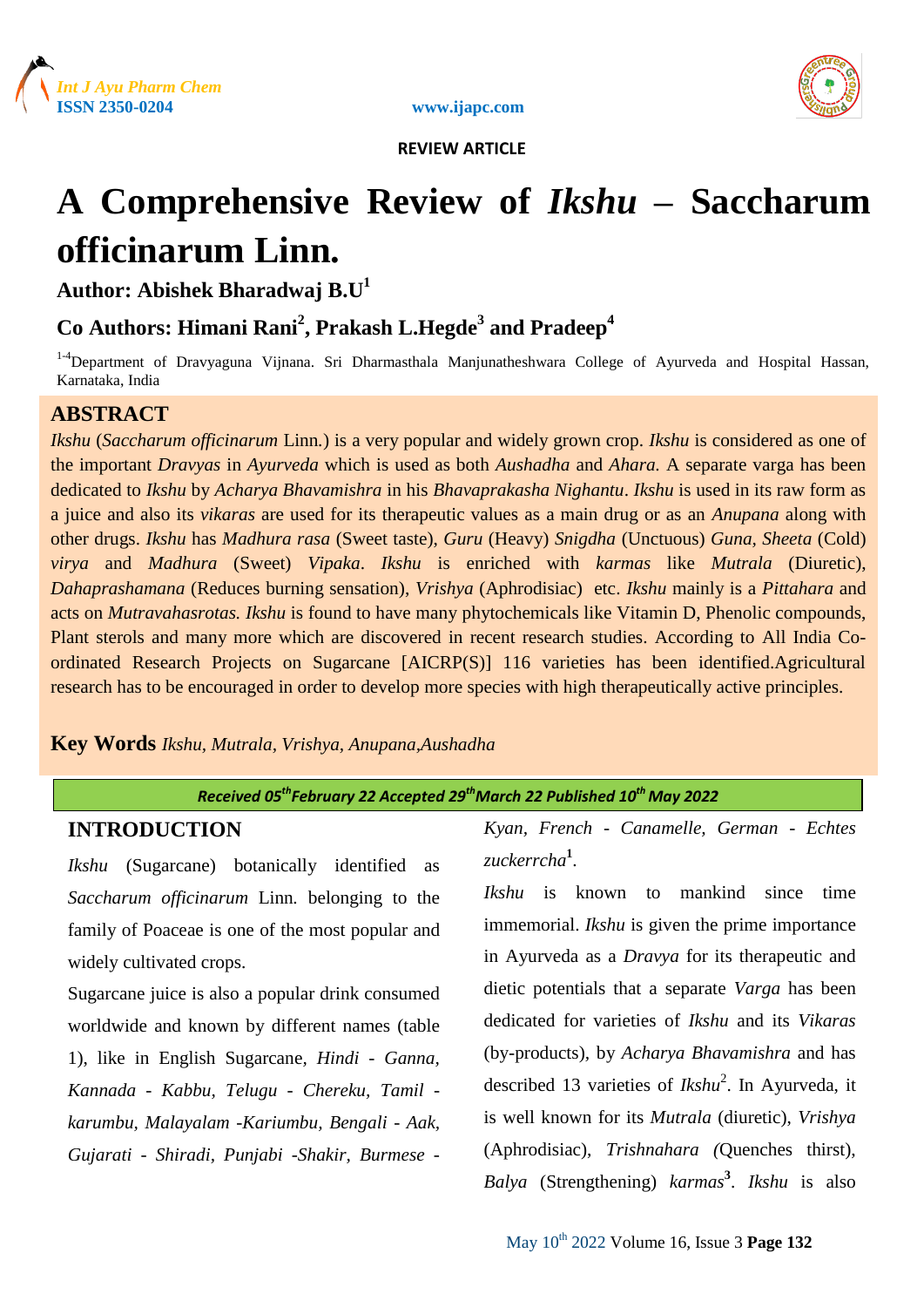REVIEW ARTICLE

# A Comprehensive Review of *Ikshu* – Saccharum officinarum Linn.

**Author: Abishek Bharadwaj B.U[1]**

**Co Authors: Himani Rani[2], Prakash L.Hegde[3] and Pradeep[4]**

[1-4]Department of Dravyaguna Vijnana. Sri Dharmasthala Manjunatheshwara College of Ayurveda and Hospital Hassan, Karnataka, India

## ABSTRACT

*Ikshu* (*Saccharum officinarum* Linn.) is a very popular and widely grown crop. *Ikshu* is considered as one of the important *Dravyas* in *Ayurveda* which is used as both *Aushadha* and *Ahara.* A separate varga has been dedicated to *Ikshu* by *Acharya Bhavamishra* in his *Bhavaprakasha Nighantu*. *Ikshu* is used in its raw form as a juice and also its *vikaras* are used for its therapeutic values as a main drug or as an *Anupana* along with other drugs. *Ikshu* has *Madhura rasa* (Sweet taste), *Guru* (Heavy) *Snigdha* (Unctuous) *Guna*, *Sheeta* (Cold) *virya* and *Madhura* (Sweet) *Vipaka*. *Ikshu* is enriched with *karmas* like *Mutrala* (Diuretic), *Dahaprashamana* (Reduces burning sensation), *Vrishya* (Aphrodisiac) etc. *Ikshu* mainly is a *Pittahara* and acts on *Mutravahasrotas. Ikshu* is found to have many phytochemicals like Vitamin D, Phenolic compounds, Plant sterols and many more which are discovered in recent research studies. According to All India Co-ordinated Research Projects on Sugarcane [AICRP(S)] 116 varieties has been identified.Agricultural research has to be encouraged in order to develop more species with high therapeutically active principles.

**Key Words** *Ikshu, Mutrala, Vrishya, Anupana,Aushadha*

*Received 05th February 22 Accepted 29th March 22 Published 10th May 2022*

## INTRODUCTION

*Ikshu* (Sugarcane) botanically identified as *Saccharum officinarum* Linn. belonging to the family of Poaceae is one of the most popular and widely cultivated crops.

Sugarcane juice is also a popular drink consumed worldwide and known by different names (table 1), like in English Sugarcane, *Hindi - Ganna, Kannada - Kabbu, Telugu - Chereku, Tamil - karumbu, Malayalam -Kariumbu, Bengali - Aak, Gujarati - Shiradi, Punjabi -Shakir, Burmese - Kyan, French - Canamelle, German - Echtes zuckerrcha*[1].

*Ikshu* is known to mankind since time immemorial. *Ikshu* is given the prime importance in Ayurveda as a *Dravya* for its therapeutic and dietic potentials that a separate *Varga* has been dedicated for varieties of *Ikshu* and its *Vikaras* (by-products), by *Acharya Bhavamishra* and has described 13 varieties of *Ikshu*[2]. In Ayurveda, it is well known for its *Mutrala* (diuretic), *Vrishya* (Aphrodisiac), *Trishnahara* (Quenches thirst), *Balya* (Strengthening) *karmas*[3]. *Ikshu* is also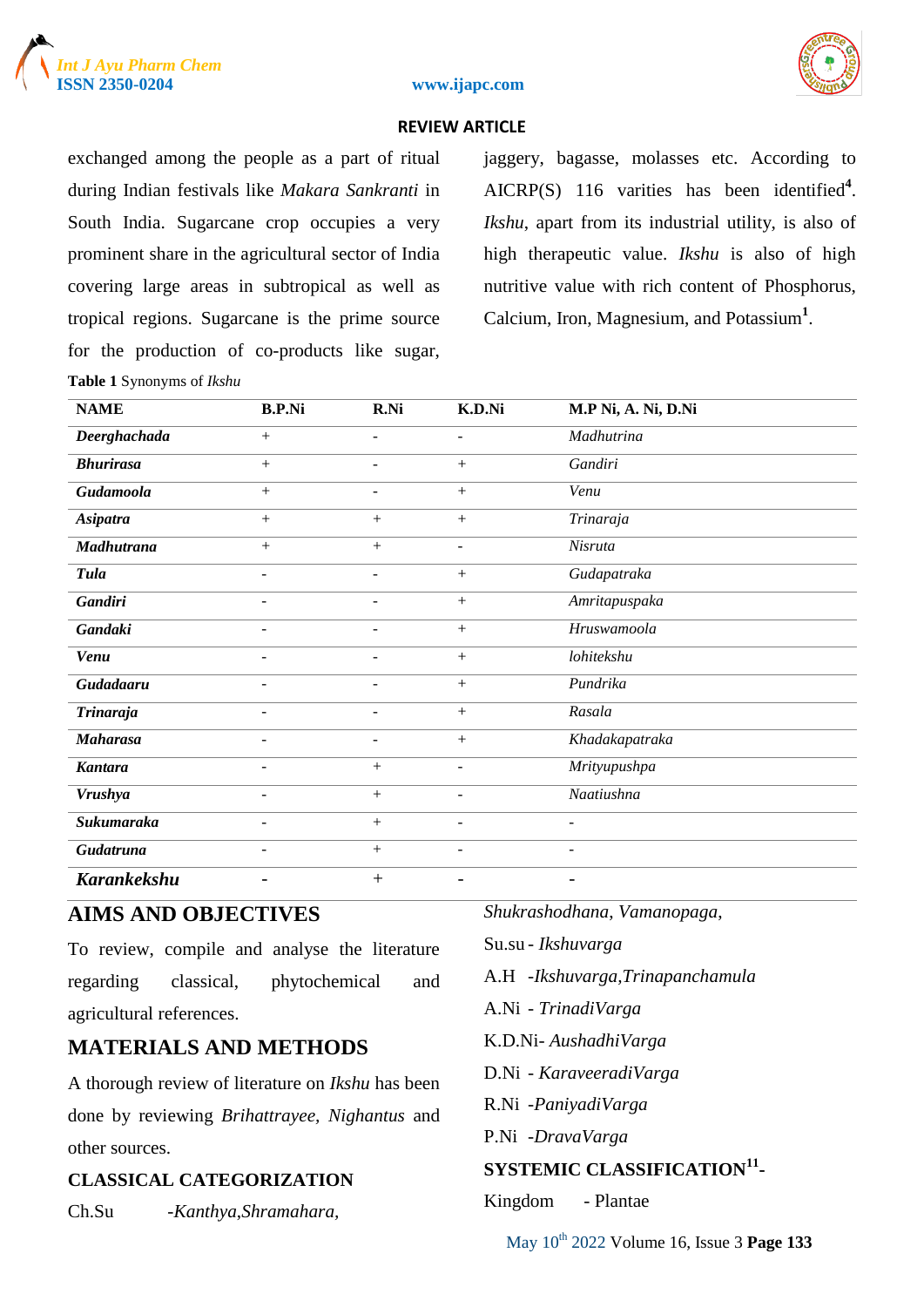exchanged among the people as a part of ritual during Indian festivals like *Makara Sankranti* in South India. Sugarcane crop occupies a very prominent share in the agricultural sector of India covering large areas in subtropical as well as tropical regions. Sugarcane is the prime source for the production of co-products like sugar, jaggery, bagasse, molasses etc. According to AICRP(S) 116 varities has been identified[4]. *Ikshu*, apart from its industrial utility, is also of high therapeutic value. *Ikshu* is also of high nutritive value with rich content of Phosphorus, Calcium, Iron, Magnesium, and Potassium[1].

**Table 1** Synonyms of *Ikshu*

| NAME | B.P.Ni | R.Ni | K.D.Ni | M.P Ni, A. Ni, D.Ni |
|---|---|---|---|---|
| ***Deerghachada*** | + | - | - | *Madhutrina* |
| ***Bhurirasa*** | + | - | + | *Gandiri* |
| ***Gudamoola*** | + | - | + | *Venu* |
| ***Asipatra*** | + | + | + | *Trinaraja* |
| ***Madhutrana*** | + | + | - | *Nisruta* |
| ***Tula*** | - | - | + | *Gudapatraka* |
| ***Gandiri*** | - | - | + | *Amritapuspaka* |
| ***Gandaki*** | - | - | + | *Hruswamoola* |
| ***Venu*** | - | - | + | *lohitekshu* |
| ***Gudadaaru*** | - | - | + | *Pundrika* |
| ***Trinaraja*** | - | - | + | *Rasala* |
| ***Maharasa*** | - | - | + | *Khadakapatraka* |
| ***Kantara*** | - | + | - | *Mrityupushpa* |
| ***Vrushya*** | - | + | - | *Naatiushna* |
| ***Sukumaraka*** | - | + | - | - |
| ***Gudatruna*** | - | + | - | - |
| ***Karankekshu*** | - | + | - | - |

## AIMS AND OBJECTIVES

To review, compile and analyse the literature regarding classical, phytochemical and agricultural references.

## MATERIALS AND METHODS

A thorough review of literature on *Ikshu* has been done by reviewing *Brihattrayee*, *Nighantus* and other sources.

### CLASSICAL CATEGORIZATION

Ch.Su -*Kanthya,Shramahara, Shukrashodhana, Vamanopaga,*

Su.su - *Ikshuvarga*

A.H -*Ikshuvarga,Trinapanchamula*

A.Ni - *TrinadiVarga*

K.D.Ni- *AushadhiVarga*

D.Ni - *KaraveeradiVarga*

R.Ni -*PaniyadiVarga*

P.Ni -*DravaVarga*

### SYSTEMIC CLASSIFICATION[11]-

Kingdom - Plantae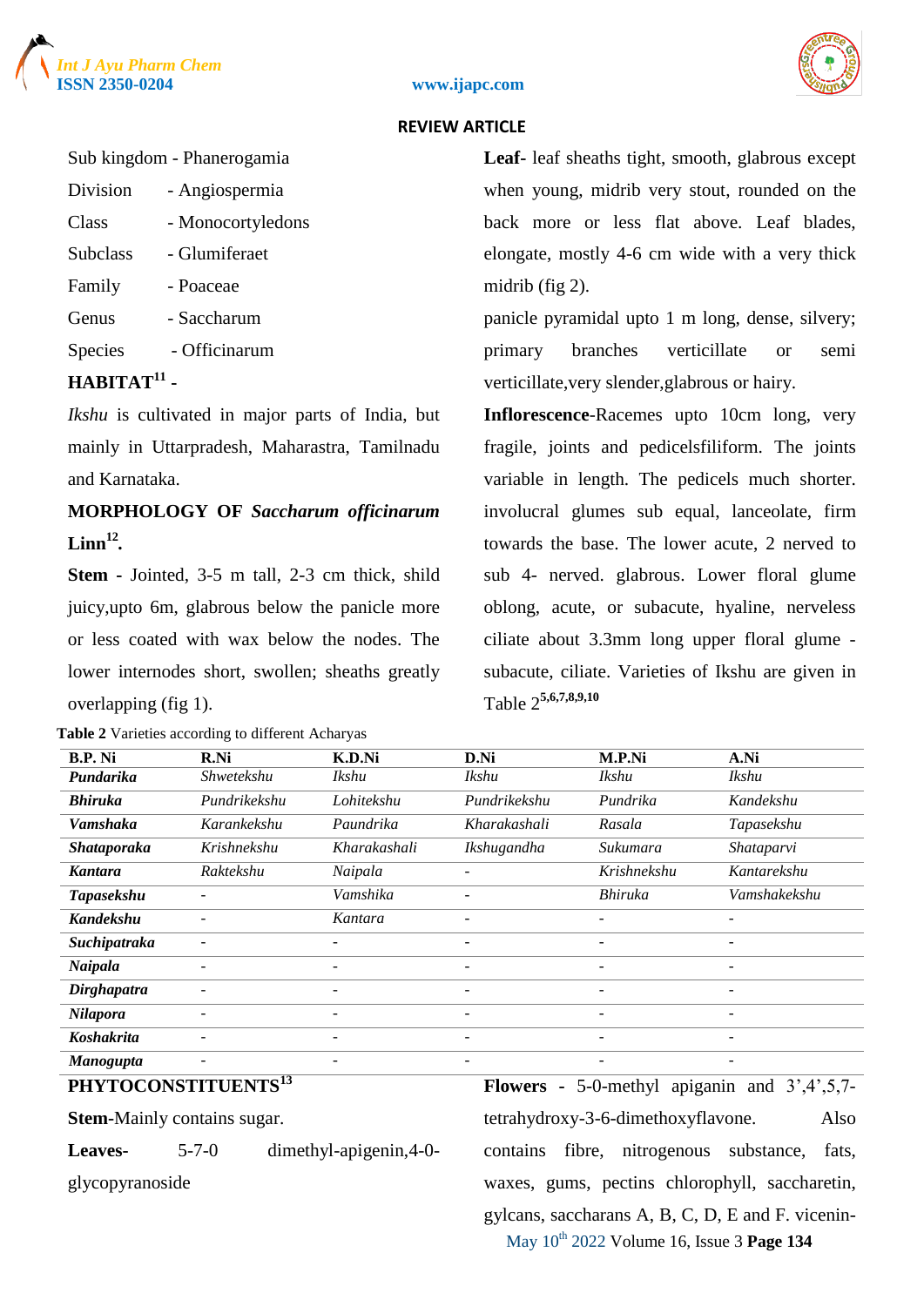Sub kingdom - Phanerogamia

Division - Angiospermia

Class - Monocortyledons

Subclass - Glumiferaet

Family - Poaceae

Genus - Saccharum

Species - Officinarum

**HABITAT[11] -**

*Ikshu* is cultivated in major parts of India, but mainly in Uttarpradesh, Maharastra, Tamilnadu and Karnataka.

**MORPHOLOGY OF *Saccharum officinarum* Linn[12].**

**Stem** - Jointed, 3-5 m tall, 2-3 cm thick, shild juicy,upto 6m, glabrous below the panicle more or less coated with wax below the nodes. The lower internodes short, swollen; sheaths greatly overlapping (fig 1).

**Leaf**- leaf sheaths tight, smooth, glabrous except when young, midrib very stout, rounded on the back more or less flat above. Leaf blades, elongate, mostly 4-6 cm wide with a very thick midrib (fig 2).

panicle pyramidal upto 1 m long, dense, silvery; primary branches verticillate or semi verticillate,very slender,glabrous or hairy.

**Inflorescence**-Racemes upto 10cm long, very fragile, joints and pedicelsfiliform. The joints variable in length. The pedicels much shorter. involucral glumes sub equal, lanceolate, firm towards the base. The lower acute, 2 nerved to sub 4- nerved. glabrous. Lower floral glume oblong, acute, or subacute, hyaline, nerveless ciliate about 3.3mm long upper floral glume - subacute, ciliate. Varieties of Ikshu are given in Table 2[5,6,7,8,9,10]

**Table 2** Varieties according to different Acharyas

| B.P. Ni | R.Ni | K.D.Ni | D.Ni | M.P.Ni | A.Ni |
|---|---|---|---|---|---|
| ***Pundarika*** | *Shwetekshu* | *Ikshu* | *Ikshu* | *Ikshu* | *Ikshu* |
| ***Bhiruka*** | *Pundrikekshu* | *Lohitekshu* | *Pundrikekshu* | *Pundrika* | *Kandekshu* |
| ***Vamshaka*** | *Karankekshu* | *Paundrika* | *Kharakashali* | *Rasala* | *Tapasekshu* |
| ***Shataporaka*** | *Krishnekshu* | *Kharakashali* | *Ikshugandha* | *Sukumara* | *Shataparvi* |
| ***Kantara*** | *Raktekshu* | *Naipala* | - | *Krishnekshu* | *Kantarekshu* |
| ***Tapasekshu*** | - | *Vamshika* | - | *Bhiruka* | *Vamshakekshu* |
| ***Kandekshu*** | - | *Kantara* | - | - | - |
| ***Suchipatraka*** | - | - | - | - | - |
| ***Naipala*** | - | - | - | - | - |
| ***Dirghapatra*** | - | - | - | - | - |
| ***Nilapora*** | - | - | - | - | - |
| ***Koshakrita*** | - | - | - | - | - |
| ***Manogupta*** | - | - | - | - | - |

**PHYTOCONSTITUENTS[13]**

**Stem**-Mainly contains sugar.

**Leaves-** 5-7-0 dimethyl-apigenin,4-0-glycopyranoside

**Flowers** - 5-0-methyl apiganin and 3',4',5,7-tetrahydroxy-3-6-dimethoxyflavone. Also contains fibre, nitrogenous substance, fats, waxes, gums, pectins chlorophyll, saccharetin, gylcans, saccharans A, B, C, D, E and F. vicenin-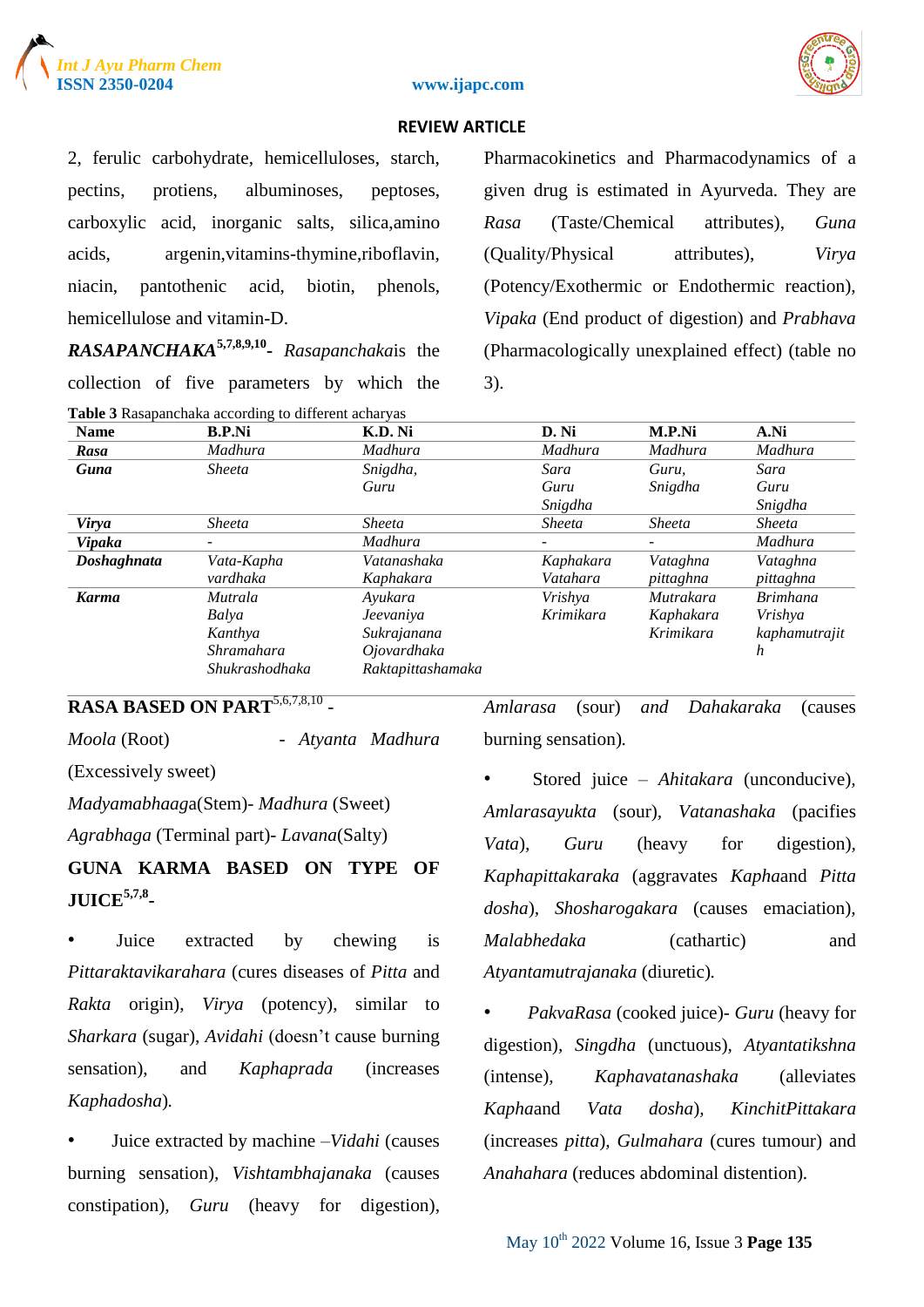2, ferulic carbohydrate, hemicelluloses, starch, pectins, protiens, albuminoses, peptoses, carboxylic acid, inorganic salts, silica,amino acids, argenin,vitamins-thymine,riboflavin, niacin, pantothenic acid, biotin, phenols, hemicellulose and vitamin-D.

***RASAPANCHAKA***[5,7,8,9,10]- *Rasapanchaka*is the collection of five parameters by which the Pharmacokinetics and Pharmacodynamics of a given drug is estimated in Ayurveda. They are *Rasa* (Taste/Chemical attributes), *Guna* (Quality/Physical attributes), *Virya* (Potency/Exothermic or Endothermic reaction), *Vipaka* (End product of digestion) and *Prabhava* (Pharmacologically unexplained effect) (table no 3).

**Table 3** Rasapanchaka according to different acharyas

| Name | B.P.Ni | K.D. Ni | D. Ni | M.P.Ni | A.Ni |
|---|---|---|---|---|---|
| ***Rasa*** | *Madhura* | *Madhura* | *Madhura* | *Madhura* | *Madhura* |
| ***Guna*** | *Sheeta* | *Snigdha, Guru* | *Sara Guru Snigdha* | *Guru, Snigdha* | *Sara Guru Snigdha* |
| ***Virya*** | *Sheeta* | *Sheeta* | *Sheeta* | *Sheeta* | *Sheeta* |
| ***Vipaka*** | - | *Madhura* | - | - | *Madhura* |
| ***Doshaghnata*** | *Vata-Kapha vardhaka* | *Vatanashaka Kaphakara* | *Kaphakara Vatahara* | *Vataghna pittaghna* | *Vataghna pittaghna* |
| ***Karma*** | *Mutrala Balya Kanthya Shramahara Shukrashodhaka* | *Ayukara Jeevaniya Sukrajanana Ojovardhaka Raktapittashamaka* | *Vrishya Krimikara* | *Mutrakara Kaphakara Krimikara* | *Brimhana Vrishya kaphamutrajith* |

**RASA BASED ON PART**[5,6,7,8,10] -

*Moola* (Root) - *Atyanta Madhura* (Excessively sweet)

*Madyamabhaaga*(Stem)- *Madhura* (Sweet)

*Agrabhaga* (Terminal part)- *Lavana*(Salty)

**GUNA KARMA BASED ON TYPE OF JUICE**[5,7,8]-

- Juice extracted by chewing is *Pittaraktavikarahara* (cures diseases of *Pitta* and *Rakta* origin), *Virya* (potency), similar to *Sharkara* (sugar), *Avidahi* (doesn't cause burning sensation), and *Kaphaprada* (increases *Kaphadosha*).

- Juice extracted by machine –*Vidahi* (causes burning sensation), *Vishtambhajanaka* (causes constipation), *Guru* (heavy for digestion), *Amlarasa* (sour) *and Dahakaraka* (causes burning sensation).

- Stored juice – *Ahitakara* (unconducive), *Amlarasayukta* (sour), *Vatanashaka* (pacifies *Vata*), *Guru* (heavy for digestion), *Kaphapittakaraka* (aggravates *Kapha*and *Pitta dosha*), *Shosharogakara* (causes emaciation), *Malabhedaka* (cathartic) and *Atyantamutrajanaka* (diuretic).

- *PakvaRasa* (cooked juice)- *Guru* (heavy for digestion), *Singdha* (unctuous), *Atyantatikshna* (intense), *Kaphavatanashaka* (alleviates *Kapha*and *Vata dosha*), *KinchitPittakara* (increases *pitta*), *Gulmahara* (cures tumour) and *Anahahara* (reduces abdominal distention).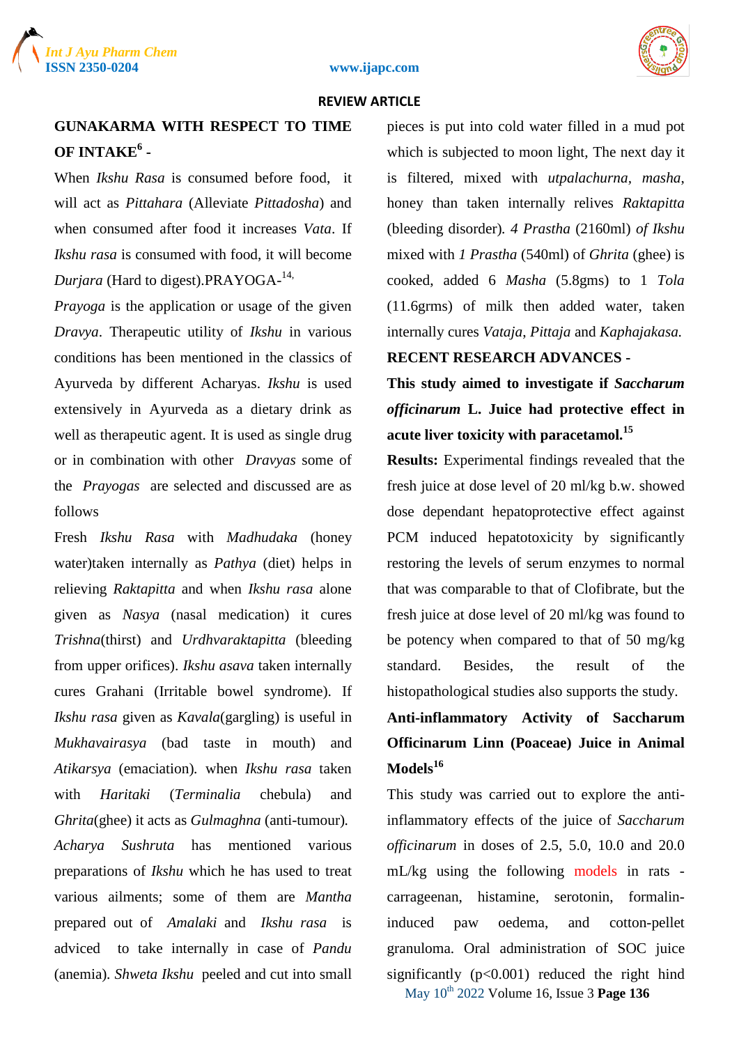**GUNAKARMA WITH RESPECT TO TIME OF INTAKE[6] -**

When *Ikshu Rasa* is consumed before food, it will act as *Pittahara* (Alleviate *Pittadosha*) and when consumed after food it increases *Vata*. If *Ikshu rasa* is consumed with food, it will become *Durjara* (Hard to digest).PRAYOGA-[14,]

*Prayoga* is the application or usage of the given *Dravya*. Therapeutic utility of *Ikshu* in various conditions has been mentioned in the classics of Ayurveda by different Acharyas. *Ikshu* is used extensively in Ayurveda as a dietary drink as well as therapeutic agent. It is used as single drug or in combination with other *Dravyas* some of the *Prayogas* are selected and discussed are as follows

Fresh *Ikshu Rasa* with *Madhudaka* (honey water)taken internally as *Pathya* (diet) helps in relieving *Raktapitta* and when *Ikshu rasa* alone given as *Nasya* (nasal medication) it cures *Trishna*(thirst) and *Urdhvaraktapitta* (bleeding from upper orifices). *Ikshu asava* taken internally cures Grahani (Irritable bowel syndrome). If *Ikshu rasa* given as *Kavala*(gargling) is useful in *Mukhavairasya* (bad taste in mouth) and *Atikarsya* (emaciation). when *Ikshu rasa* taken with *Haritaki* (*Terminalia* chebula) and *Ghrita*(ghee) it acts as *Gulmaghna* (anti-tumour).

*Acharya Sushruta* has mentioned various preparations of *Ikshu* which he has used to treat various ailments; some of them are *Mantha* prepared out of *Amalaki* and *Ikshu rasa* is adviced to take internally in case of *Pandu* (anemia). *Shweta Ikshu* peeled and cut into small pieces is put into cold water filled in a mud pot which is subjected to moon light, The next day it is filtered, mixed with *utpalachurna*, *masha*, honey than taken internally relives *Raktapitta* (bleeding disorder). *4 Prastha* (2160ml) *of Ikshu* mixed with *1 Prastha* (540ml) of *Ghrita* (ghee) is cooked, added 6 *Masha* (5.8gms) to 1 *Tola* (11.6grms) of milk then added water, taken internally cures *Vataja*, *Pittaja* and *Kaphajakasa.*

**RECENT RESEARCH ADVANCES -**

**This study aimed to investigate if *Saccharum officinarum* L. Juice had protective effect in acute liver toxicity with paracetamol.[15]**

**Results:** Experimental findings revealed that the fresh juice at dose level of 20 ml/kg b.w. showed dose dependant hepatoprotective effect against PCM induced hepatotoxicity by significantly restoring the levels of serum enzymes to normal that was comparable to that of Clofibrate, but the fresh juice at dose level of 20 ml/kg was found to be potency when compared to that of 50 mg/kg standard. Besides, the result of the histopathological studies also supports the study.

**Anti-inflammatory Activity of Saccharum Officinarum Linn (Poaceae) Juice in Animal Models[16]**

This study was carried out to explore the anti-inflammatory effects of the juice of *Saccharum officinarum* in doses of 2.5, 5.0, 10.0 and 20.0 mL/kg using the following models in rats - carrageenan, histamine, serotonin, formalin-induced paw oedema, and cotton-pellet granuloma. Oral administration of SOC juice significantly ($p<0.001$) reduced the right hind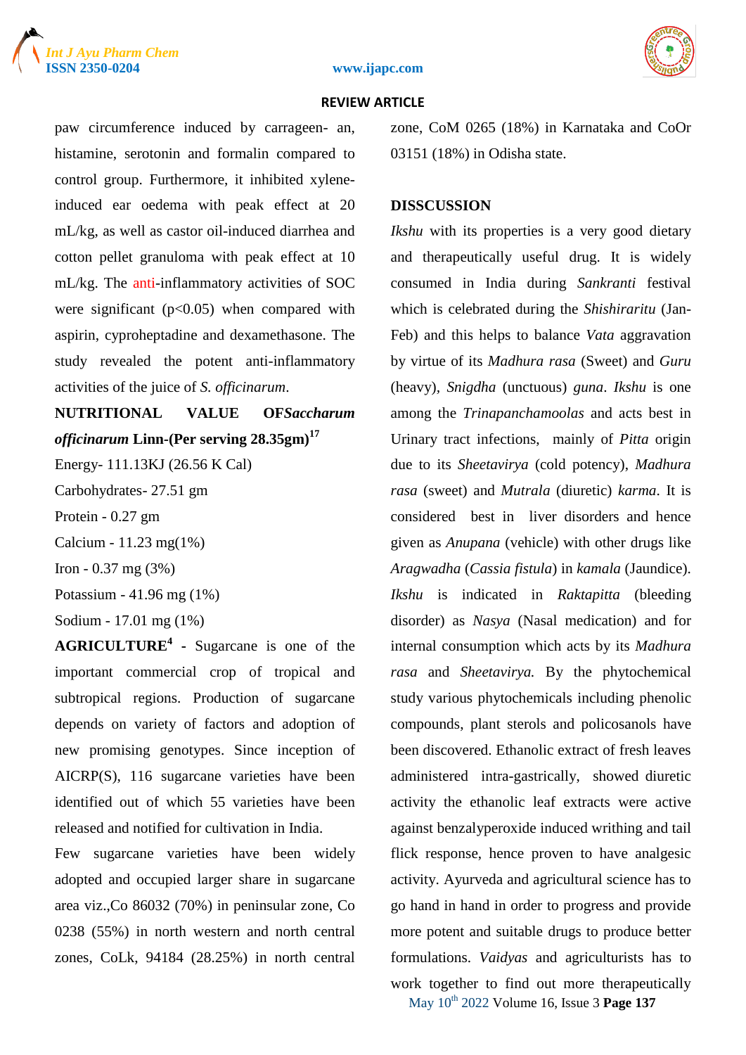paw circumference induced by carrageen- an, histamine, serotonin and formalin compared to control group. Furthermore, it inhibited xylene-induced ear oedema with peak effect at 20 mL/kg, as well as castor oil-induced diarrhea and cotton pellet granuloma with peak effect at 10 mL/kg. The anti-inflammatory activities of SOC were significant ($p<0.05$) when compared with aspirin, cyproheptadine and dexamethasone. The study revealed the potent anti-inflammatory activities of the juice of *S. officinarum*.

**NUTRITIONAL VALUE OF*Saccharum officinarum* Linn-(Per serving 28.35gm)**[17]

Energy- 111.13KJ (26.56 K Cal)

Carbohydrates- 27.51 gm

Protein - 0.27 gm

Calcium - 11.23 mg(1%)

Iron - 0.37 mg (3%)

Potassium - 41.96 mg (1%)

Sodium - 17.01 mg (1%)

**AGRICULTURE**[4] - Sugarcane is one of the important commercial crop of tropical and subtropical regions. Production of sugarcane depends on variety of factors and adoption of new promising genotypes. Since inception of AICRP(S), 116 sugarcane varieties have been identified out of which 55 varieties have been released and notified for cultivation in India.

Few sugarcane varieties have been widely adopted and occupied larger share in sugarcane area viz.,Co 86032 (70%) in peninsular zone, Co 0238 (55%) in north western and north central zones, CoLk, 94184 (28.25%) in north central zone, CoM 0265 (18%) in Karnataka and CoOr 03151 (18%) in Odisha state.

**DISSCUSSION**

*Ikshu* with its properties is a very good dietary and therapeutically useful drug. It is widely consumed in India during *Sankranti* festival which is celebrated during the *Shishiraritu* (Jan-Feb) and this helps to balance *Vata* aggravation by virtue of its *Madhura rasa* (Sweet) and *Guru* (heavy), *Snigdha* (unctuous) *guna*. *Ikshu* is one among the *Trinapanchamoolas* and acts best in Urinary tract infections, mainly of *Pitta* origin due to its *Sheetavirya* (cold potency), *Madhura rasa* (sweet) and *Mutrala* (diuretic) *karma*. It is considered best in liver disorders and hence given as *Anupana* (vehicle) with other drugs like *Aragwadha* (*Cassia fistula*) in *kamala* (Jaundice). *Ikshu* is indicated in *Raktapitta* (bleeding disorder) as *Nasya* (Nasal medication) and for internal consumption which acts by its *Madhura rasa* and *Sheetavirya.* By the phytochemical study various phytochemicals including phenolic compounds, plant sterols and policosanols have been discovered. Ethanolic extract of fresh leaves administered intra-gastrically, showed diuretic activity the ethanolic leaf extracts were active against benzalyperoxide induced writhing and tail flick response, hence proven to have analgesic activity. Ayurveda and agricultural science has to go hand in hand in order to progress and provide more potent and suitable drugs to produce better formulations. *Vaidyas* and agriculturists has to work together to find out more therapeutically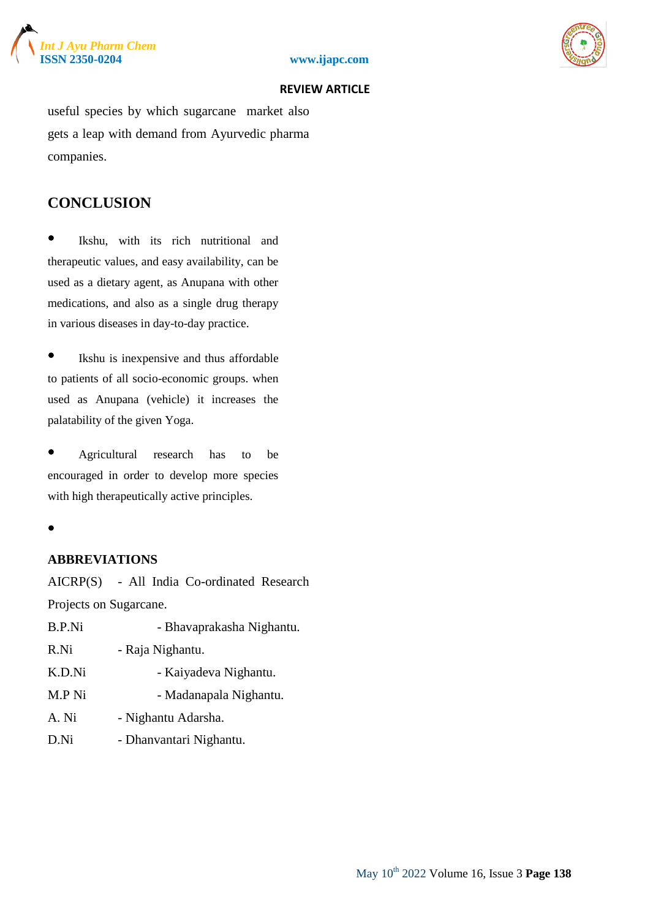useful species by which sugarcane market also gets a leap with demand from Ayurvedic pharma companies.

## CONCLUSION

- Ikshu, with its rich nutritional and therapeutic values, and easy availability, can be used as a dietary agent, as Anupana with other medications, and also as a single drug therapy in various diseases in day-to-day practice.

- Ikshu is inexpensive and thus affordable to patients of all socio-economic groups. when used as Anupana (vehicle) it increases the palatability of the given Yoga.

- Agricultural research has to be encouraged in order to develop more species with high therapeutically active principles.

-

## ABBREVIATIONS

AICRP(S) - All India Co-ordinated Research Projects on Sugarcane.

B.P.Ni - Bhavaprakasha Nighantu.

R.Ni - Raja Nighantu.

K.D.Ni - Kaiyadeva Nighantu.

M.P Ni - Madanapala Nighantu.

A. Ni - Nighantu Adarsha.

D.Ni - Dhanvantari Nighantu.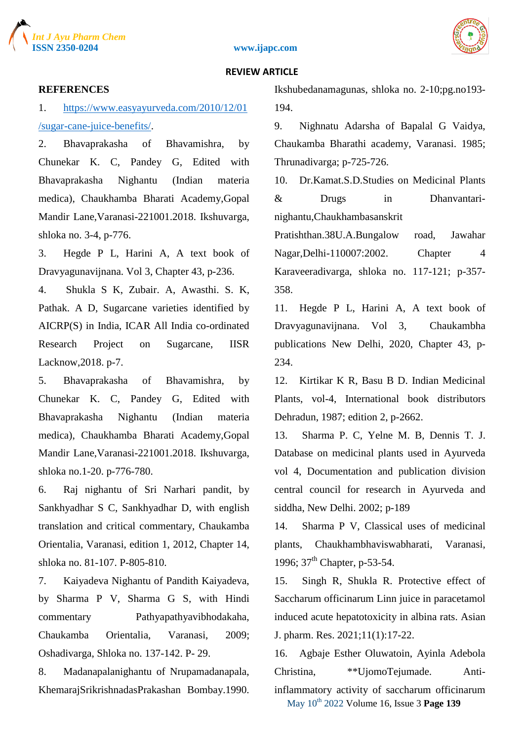**REVIEW ARTICLE**

**REFERENCES**

1. https://www.easyayurveda.com/2010/12/01/sugar-cane-juice-benefits/.
2. Bhavaprakasha of Bhavamishra, by Chunekar K. C, Pandey G, Edited with Bhavaprakasha Nighantu (Indian materia medica), Chaukhamba Bharati Academy,Gopal Mandir Lane,Varanasi-221001.2018. Ikshuvarga, shloka no. 3-4, p-776.
3. Hegde P L, Harini A, A text book of Dravyagunavijnana. Vol 3, Chapter 43, p-236.
4. Shukla S K, Zubair. A, Awasthi. S. K, Pathak. A D, Sugarcane varieties identified by AICRP(S) in India, ICAR All India co-ordinated Research Project on Sugarcane, IISR Lacknow,2018. p-7.
5. Bhavaprakasha of Bhavamishra, by Chunekar K. C, Pandey G, Edited with Bhavaprakasha Nighantu (Indian materia medica), Chaukhamba Bharati Academy,Gopal Mandir Lane,Varanasi-221001.2018. Ikshuvarga, shloka no.1-20. p-776-780.
6. Raj nighantu of Sri Narhari pandit, by Sankhyadhar S C, Sankhyadhar D, with english translation and critical commentary, Chaukamba Orientalia, Varanasi, edition 1, 2012, Chapter 14, shloka no. 81-107. P-805-810.
7. Kaiyadeva Nighantu of Pandith Kaiyadeva, by Sharma P V, Sharma G S, with Hindi commentary Pathyapathyavibhodakaha, Chaukamba Orientalia, Varanasi, 2009; Oshadivarga, Shloka no. 137-142. P- 29.
8. Madanapalanighantu of Nrupamadanapala, KhemarajSrikrishnadasPrakashan Bombay.1990. Ikshubedanamagunas, shloka no. 2-10;pg.no193-194.
9. Nighnatu Adarsha of Bapalal G Vaidya, Chaukamba Bharathi academy, Varanasi. 1985; Thrunadivarga; p-725-726.
10. Dr.Kamat.S.D.Studies on Medicinal Plants & Drugs in Dhanvantari-nighantu,Chaukhambasanskrit Pratishthan.38U.A.Bungalow road, Jawahar Nagar,Delhi-110007:2002. Chapter 4 Karaveeradivarga, shloka no. 117-121; p-357-358.
11. Hegde P L, Harini A, A text book of Dravyagunavijnana. Vol 3, Chaukambha publications New Delhi, 2020, Chapter 43, p-234.
12. Kirtikar K R, Basu B D. Indian Medicinal Plants, vol-4, International book distributors Dehradun, 1987; edition 2, p-2662.
13. Sharma P. C, Yelne M. B, Dennis T. J. Database on medicinal plants used in Ayurveda vol 4, Documentation and publication division central council for research in Ayurveda and siddha, New Delhi. 2002; p-189
14. Sharma P V, Classical uses of medicinal plants, Chaukhambhaviswabharati, Varanasi, 1996; 37th Chapter, p-53-54.
15. Singh R, Shukla R. Protective effect of Saccharum officinarum Linn juice in paracetamol induced acute hepatotoxicity in albina rats. Asian J. pharm. Res. 2021;11(1):17-22.
16. Agbaje Esther Oluwatoin, Ayinla Adebola Christina, **UjomoTejumade. Anti-inflammatory activity of saccharum officinarum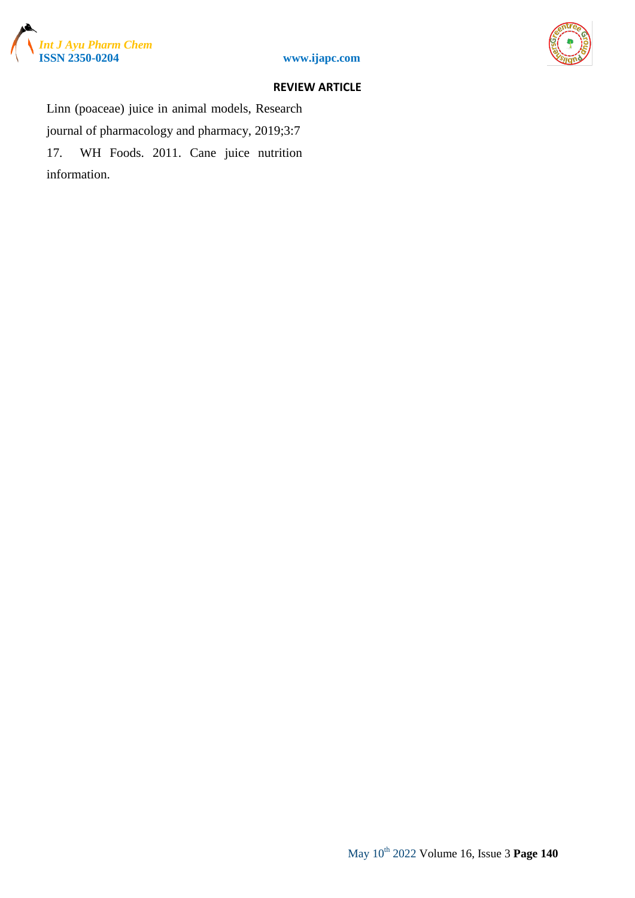Linn (poaceae) juice in animal models, Research journal of pharmacology and pharmacy, 2019;3:7

17. WH Foods. 2011. Cane juice nutrition information.